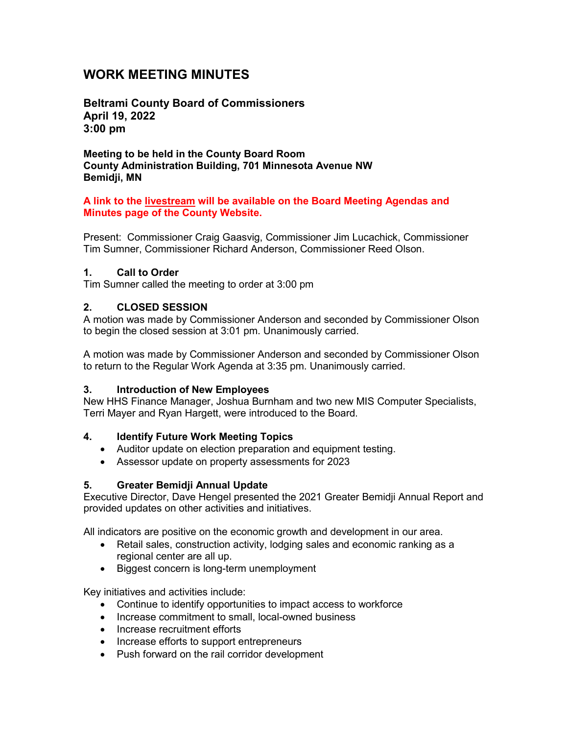# WORK MEETING MINUTES

**Beltrami County Board of Commissioners**
**April 19, 2022**
**3:00 pm**

**Meeting to be held in the County Board Room**
**County Administration Building, 701 Minnesota Avenue NW**
**Bemidji, MN**

**A link to the livestream will be available on the Board Meeting Agendas and Minutes page of the County Website.**

Present: Commissioner Craig Gaasvig, Commissioner Jim Lucachick, Commissioner Tim Sumner, Commissioner Richard Anderson, Commissioner Reed Olson.

### 1. Call to Order

Tim Sumner called the meeting to order at 3:00 pm

### 2. CLOSED SESSION

A motion was made by Commissioner Anderson and seconded by Commissioner Olson to begin the closed session at 3:01 pm. Unanimously carried.

A motion was made by Commissioner Anderson and seconded by Commissioner Olson to return to the Regular Work Agenda at 3:35 pm. Unanimously carried.

### 3. Introduction of New Employees

New HHS Finance Manager, Joshua Burnham and two new MIS Computer Specialists, Terri Mayer and Ryan Hargett, were introduced to the Board.

### 4. Identify Future Work Meeting Topics

- Auditor update on election preparation and equipment testing.
- Assessor update on property assessments for 2023

### 5. Greater Bemidji Annual Update

Executive Director, Dave Hengel presented the 2021 Greater Bemidji Annual Report and provided updates on other activities and initiatives.

All indicators are positive on the economic growth and development in our area.

- Retail sales, construction activity, lodging sales and economic ranking as a regional center are all up.
- Biggest concern is long-term unemployment

Key initiatives and activities include:

- Continue to identify opportunities to impact access to workforce
- Increase commitment to small, local-owned business
- Increase recruitment efforts
- Increase efforts to support entrepreneurs
- Push forward on the rail corridor development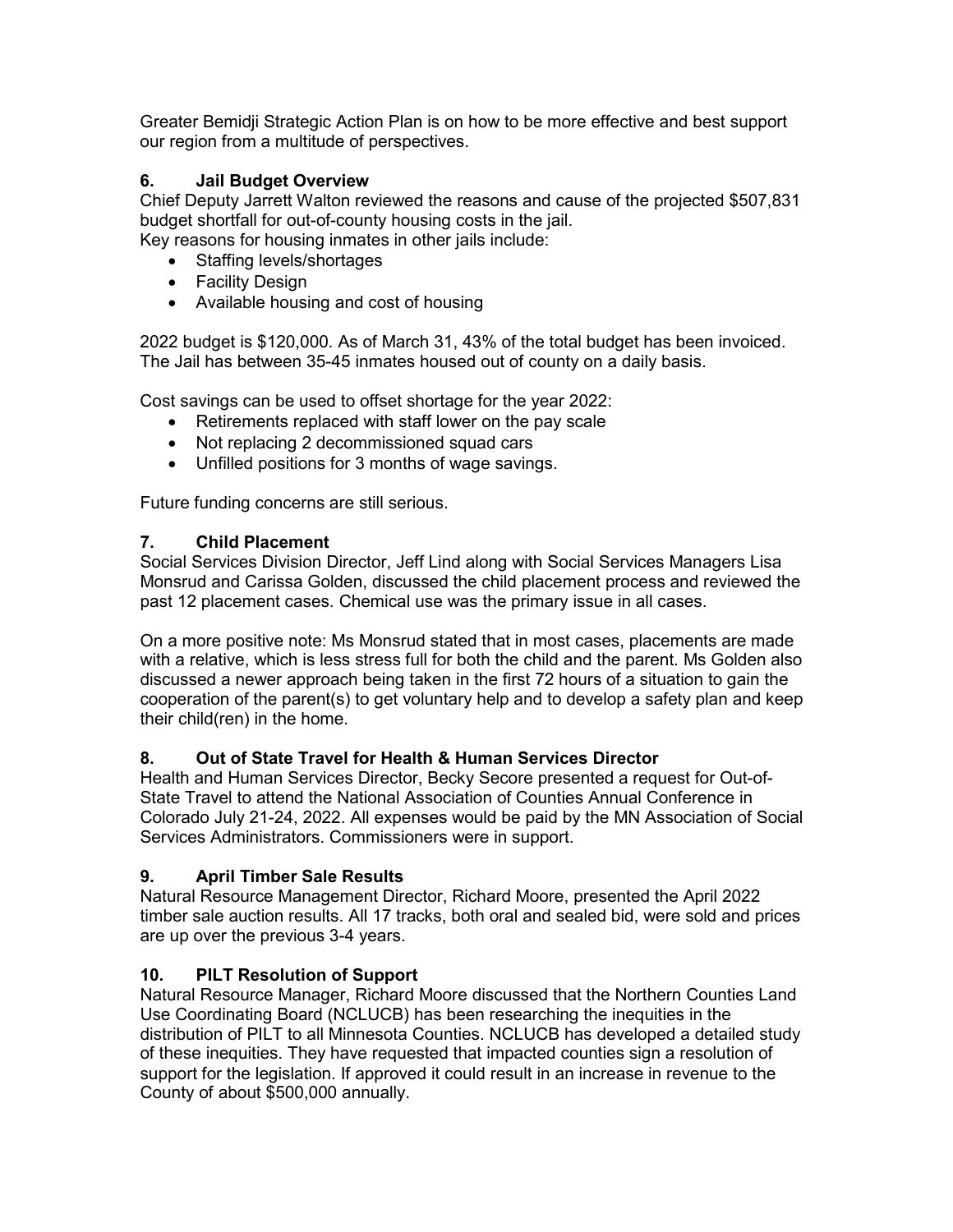Greater Bemidji Strategic Action Plan is on how to be more effective and best support our region from a multitude of perspectives.

### 6. Jail Budget Overview

Chief Deputy Jarrett Walton reviewed the reasons and cause of the projected $507,831 budget shortfall for out-of-county housing costs in the jail.
Key reasons for housing inmates in other jails include:

- Staffing levels/shortages
- Facility Design
- Available housing and cost of housing

2022 budget is $120,000. As of March 31, 43% of the total budget has been invoiced. The Jail has between 35-45 inmates housed out of county on a daily basis.

Cost savings can be used to offset shortage for the year 2022:

- Retirements replaced with staff lower on the pay scale
- Not replacing 2 decommissioned squad cars
- Unfilled positions for 3 months of wage savings.

Future funding concerns are still serious.

### 7. Child Placement

Social Services Division Director, Jeff Lind along with Social Services Managers Lisa Monsrud and Carissa Golden, discussed the child placement process and reviewed the past 12 placement cases. Chemical use was the primary issue in all cases.

On a more positive note: Ms Monsrud stated that in most cases, placements are made with a relative, which is less stress full for both the child and the parent. Ms Golden also discussed a newer approach being taken in the first 72 hours of a situation to gain the cooperation of the parent(s) to get voluntary help and to develop a safety plan and keep their child(ren) in the home.

### 8. Out of State Travel for Health & Human Services Director

Health and Human Services Director, Becky Secore presented a request for Out-of-State Travel to attend the National Association of Counties Annual Conference in Colorado July 21-24, 2022. All expenses would be paid by the MN Association of Social Services Administrators. Commissioners were in support.

### 9. April Timber Sale Results

Natural Resource Management Director, Richard Moore, presented the April 2022 timber sale auction results. All 17 tracks, both oral and sealed bid, were sold and prices are up over the previous 3-4 years.

### 10. PILT Resolution of Support

Natural Resource Manager, Richard Moore discussed that the Northern Counties Land Use Coordinating Board (NCLUCB) has been researching the inequities in the distribution of PILT to all Minnesota Counties. NCLUCB has developed a detailed study of these inequities. They have requested that impacted counties sign a resolution of support for the legislation. If approved it could result in an increase in revenue to the County of about $500,000 annually.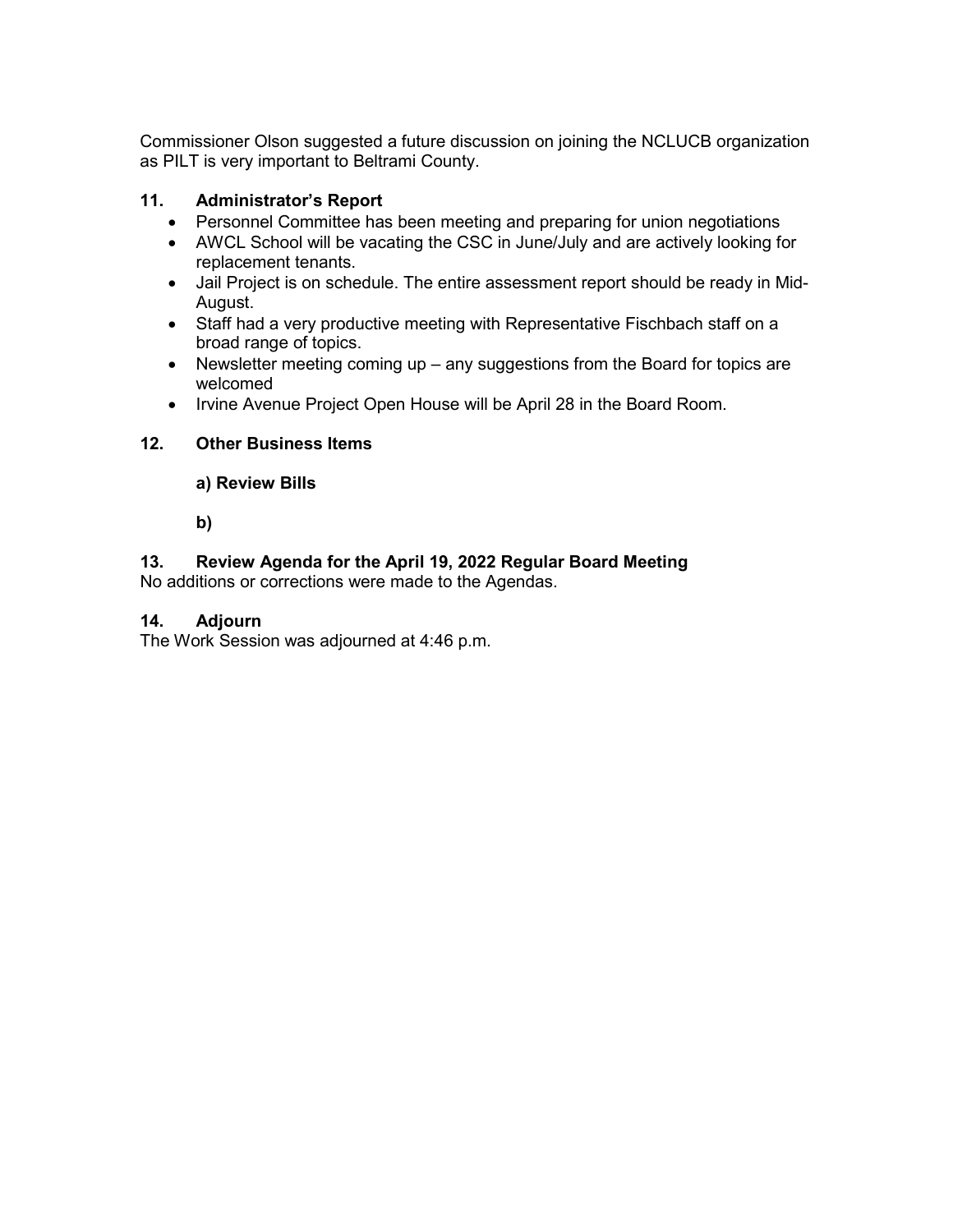Commissioner Olson suggested a future discussion on joining the NCLUCB organization as PILT is very important to Beltrami County.

**11. Administrator's Report**

- Personnel Committee has been meeting and preparing for union negotiations
- AWCL School will be vacating the CSC in June/July and are actively looking for replacement tenants.
- Jail Project is on schedule. The entire assessment report should be ready in Mid-August.
- Staff had a very productive meeting with Representative Fischbach staff on a broad range of topics.
- Newsletter meeting coming up – any suggestions from the Board for topics are welcomed
- Irvine Avenue Project Open House will be April 28 in the Board Room.

**12. Other Business Items**

**a) Review Bills**

**b)**

**13. Review Agenda for the April 19, 2022 Regular Board Meeting**

No additions or corrections were made to the Agendas.

**14. Adjourn**

The Work Session was adjourned at 4:46 p.m.